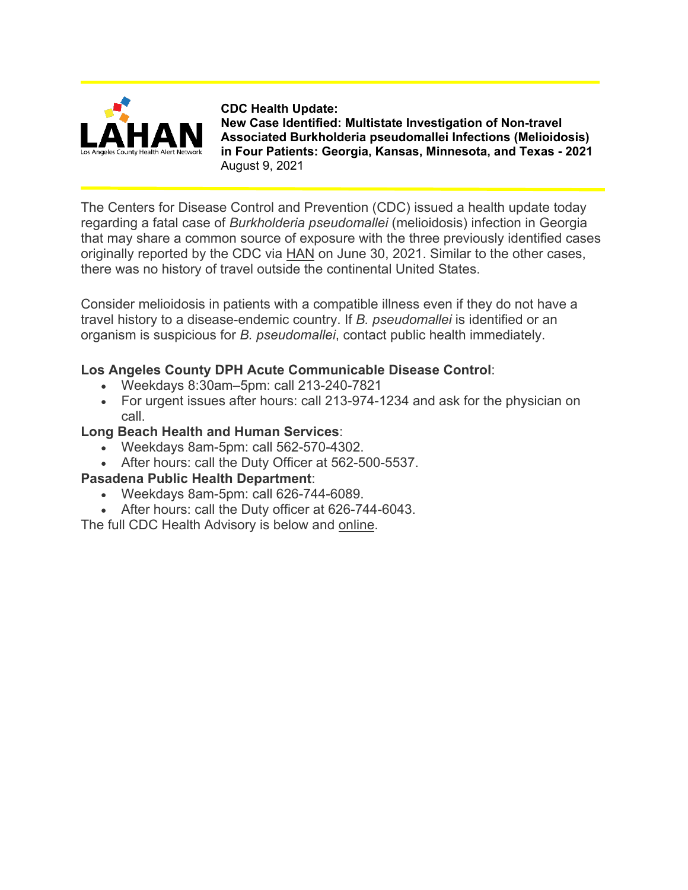**CDC Health Update:**
**New Case Identified: Multistate Investigation of Non-travel Associated Burkholderia pseudomallei Infections (Melioidosis) in Four Patients: Georgia, Kansas, Minnesota, and Texas - 2021**
August 9, 2021

The Centers for Disease Control and Prevention (CDC) issued a health update today regarding a fatal case of *Burkholderia pseudomallei* (melioidosis) infection in Georgia that may share a common source of exposure with the three previously identified cases originally reported by the CDC via HAN on June 30, 2021. Similar to the other cases, there was no history of travel outside the continental United States.

Consider melioidosis in patients with a compatible illness even if they do not have a travel history to a disease-endemic country. If *B. pseudomallei* is identified or an organism is suspicious for *B. pseudomallei*, contact public health immediately.

**Los Angeles County DPH Acute Communicable Disease Control**:

- Weekdays 8:30am–5pm: call 213-240-7821
- For urgent issues after hours: call 213-974-1234 and ask for the physician on call.

**Long Beach Health and Human Services**:

- Weekdays 8am-5pm: call 562-570-4302.
- After hours: call the Duty Officer at 562-500-5537.

**Pasadena Public Health Department**:

- Weekdays 8am-5pm: call 626-744-6089.
- After hours: call the Duty officer at 626-744-6043.

The full CDC Health Advisory is below and online.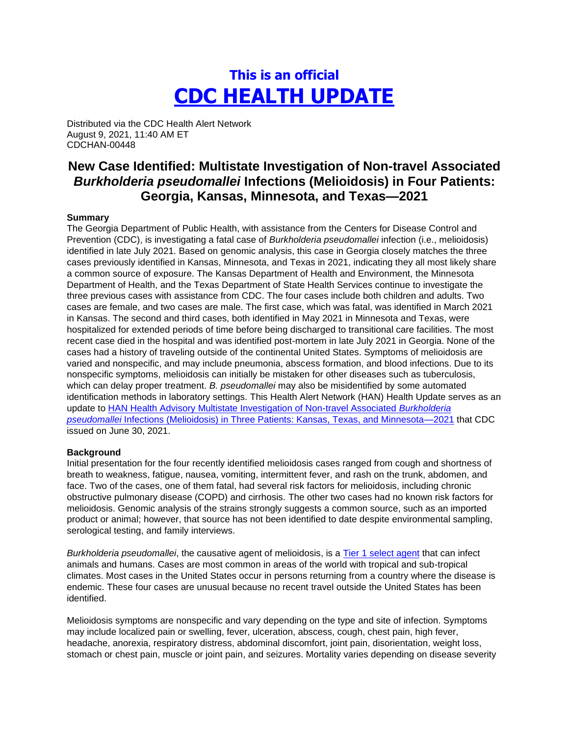# This is an official
# [CDC HEALTH UPDATE]

Distributed via the CDC Health Alert Network
August 9, 2021, 11:40 AM ET
CDCHAN-00448

## New Case Identified: Multistate Investigation of Non-travel Associated *Burkholderia pseudomallei* Infections (Melioidosis) in Four Patients: Georgia, Kansas, Minnesota, and Texas—2021

**Summary**
The Georgia Department of Public Health, with assistance from the Centers for Disease Control and Prevention (CDC), is investigating a fatal case of *Burkholderia pseudomallei* infection (i.e., melioidosis) identified in late July 2021. Based on genomic analysis, this case in Georgia closely matches the three cases previously identified in Kansas, Minnesota, and Texas in 2021, indicating they all most likely share a common source of exposure. The Kansas Department of Health and Environment, the Minnesota Department of Health, and the Texas Department of State Health Services continue to investigate the three previous cases with assistance from CDC. The four cases include both children and adults. Two cases are female, and two cases are male. The first case, which was fatal, was identified in March 2021 in Kansas. The second and third cases, both identified in May 2021 in Minnesota and Texas, were hospitalized for extended periods of time before being discharged to transitional care facilities. The most recent case died in the hospital and was identified post-mortem in late July 2021 in Georgia. None of the cases had a history of traveling outside of the continental United States. Symptoms of melioidosis are varied and nonspecific, and may include pneumonia, abscess formation, and blood infections. Due to its nonspecific symptoms, melioidosis can initially be mistaken for other diseases such as tuberculosis, which can delay proper treatment. *B. pseudomallei* may also be misidentified by some automated identification methods in laboratory settings. This Health Alert Network (HAN) Health Update serves as an update to [HAN Health Advisory Multistate Investigation of Non-travel Associated *Burkholderia pseudomallei* Infections (Melioidosis) in Three Patients: Kansas, Texas, and Minnesota—2021] that CDC issued on June 30, 2021.

**Background**
Initial presentation for the four recently identified melioidosis cases ranged from cough and shortness of breath to weakness, fatigue, nausea, vomiting, intermittent fever, and rash on the trunk, abdomen, and face. Two of the cases, one of them fatal, had several risk factors for melioidosis, including chronic obstructive pulmonary disease (COPD) and cirrhosis. The other two cases had no known risk factors for melioidosis. Genomic analysis of the strains strongly suggests a common source, such as an imported product or animal; however, that source has not been identified to date despite environmental sampling, serological testing, and family interviews.

*Burkholderia pseudomallei*, the causative agent of melioidosis, is a [Tier 1 select agent] that can infect animals and humans. Cases are most common in areas of the world with tropical and sub-tropical climates. Most cases in the United States occur in persons returning from a country where the disease is endemic. These four cases are unusual because no recent travel outside the United States has been identified.

Melioidosis symptoms are nonspecific and vary depending on the type and site of infection. Symptoms may include localized pain or swelling, fever, ulceration, abscess, cough, chest pain, high fever, headache, anorexia, respiratory distress, abdominal discomfort, joint pain, disorientation, weight loss, stomach or chest pain, muscle or joint pain, and seizures. Mortality varies depending on disease severity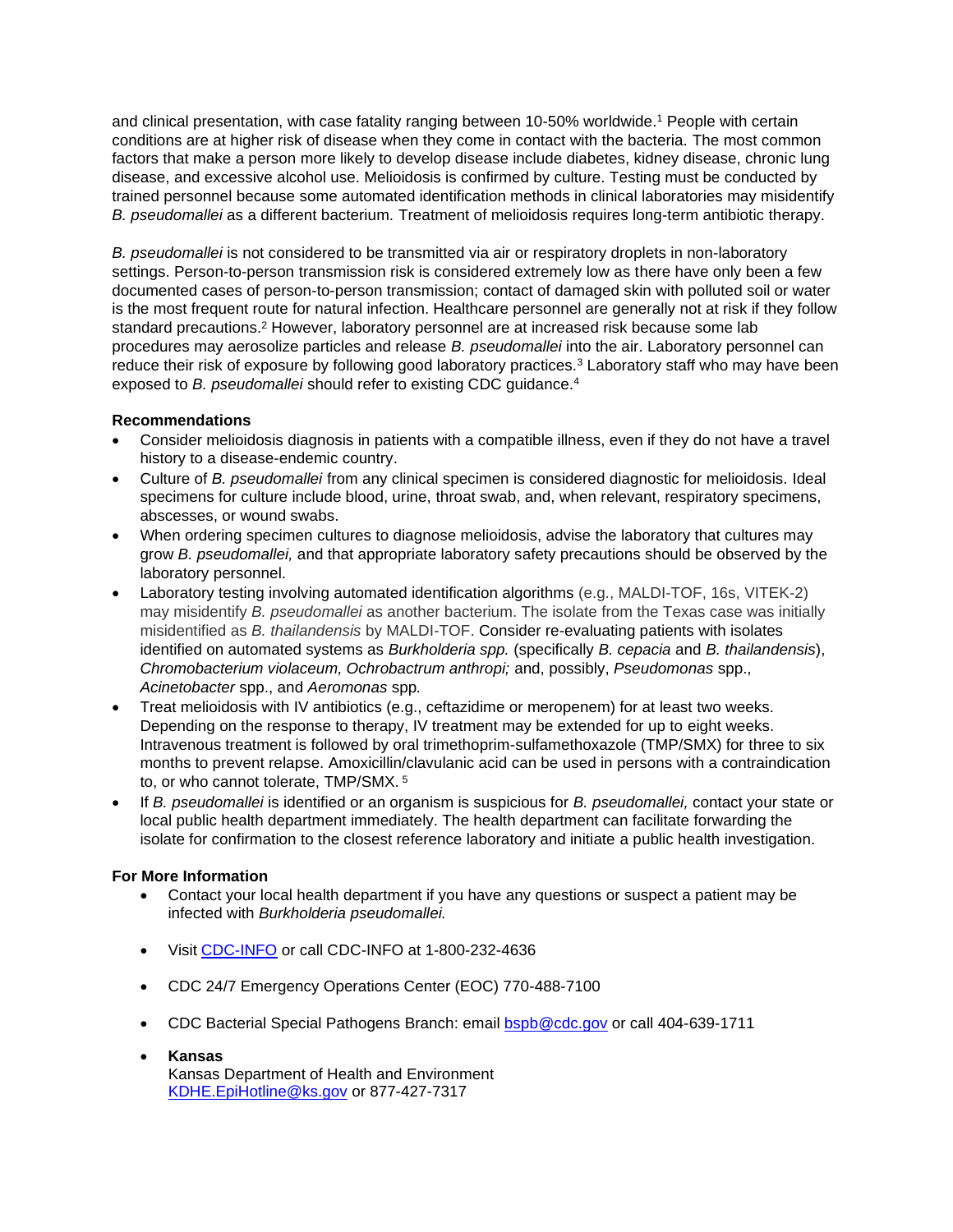and clinical presentation, with case fatality ranging between 10-50% worldwide.[1] People with certain conditions are at higher risk of disease when they come in contact with the bacteria. The most common factors that make a person more likely to develop disease include diabetes, kidney disease, chronic lung disease, and excessive alcohol use. Melioidosis is confirmed by culture. Testing must be conducted by trained personnel because some automated identification methods in clinical laboratories may misidentify *B. pseudomallei* as a different bacterium. Treatment of melioidosis requires long-term antibiotic therapy.

*B. pseudomallei* is not considered to be transmitted via air or respiratory droplets in non-laboratory settings. Person-to-person transmission risk is considered extremely low as there have only been a few documented cases of person-to-person transmission; contact of damaged skin with polluted soil or water is the most frequent route for natural infection. Healthcare personnel are generally not at risk if they follow standard precautions.[2] However, laboratory personnel are at increased risk because some lab procedures may aerosolize particles and release *B. pseudomallei* into the air. Laboratory personnel can reduce their risk of exposure by following good laboratory practices.[3] Laboratory staff who may have been exposed to *B. pseudomallei* should refer to existing CDC guidance.[4]

**Recommendations**

- Consider melioidosis diagnosis in patients with a compatible illness, even if they do not have a travel history to a disease-endemic country.
- Culture of *B. pseudomallei* from any clinical specimen is considered diagnostic for melioidosis. Ideal specimens for culture include blood, urine, throat swab, and, when relevant, respiratory specimens, abscesses, or wound swabs.
- When ordering specimen cultures to diagnose melioidosis, advise the laboratory that cultures may grow *B. pseudomallei,* and that appropriate laboratory safety precautions should be observed by the laboratory personnel.
- Laboratory testing involving automated identification algorithms (e.g., MALDI-TOF, 16s, VITEK-2) may misidentify *B. pseudomallei* as another bacterium. The isolate from the Texas case was initially misidentified as *B. thailandensis* by MALDI-TOF. Consider re-evaluating patients with isolates identified on automated systems as *Burkholderia spp.* (specifically *B. cepacia* and *B. thailandensis*), *Chromobacterium violaceum, Ochrobactrum anthropi;* and, possibly, *Pseudomonas* spp., *Acinetobacter* spp., and *Aeromonas* spp*.*
- Treat melioidosis with IV antibiotics (e.g., ceftazidime or meropenem) for at least two weeks. Depending on the response to therapy, IV treatment may be extended for up to eight weeks. Intravenous treatment is followed by oral trimethoprim-sulfamethoxazole (TMP/SMX) for three to six months to prevent relapse. Amoxicillin/clavulanic acid can be used in persons with a contraindication to, or who cannot tolerate, TMP/SMX.[5]
- If *B. pseudomallei* is identified or an organism is suspicious for *B. pseudomallei,* contact your state or local public health department immediately. The health department can facilitate forwarding the isolate for confirmation to the closest reference laboratory and initiate a public health investigation.

**For More Information**

- Contact your local health department if you have any questions or suspect a patient may be infected with *Burkholderia pseudomallei.*
- Visit CDC-INFO or call CDC-INFO at 1-800-232-4636
- CDC 24/7 Emergency Operations Center (EOC) 770-488-7100
- CDC Bacterial Special Pathogens Branch: email bspb@cdc.gov or call 404-639-1711
- **Kansas**
  Kansas Department of Health and Environment
  KDHE.EpiHotline@ks.gov or 877-427-7317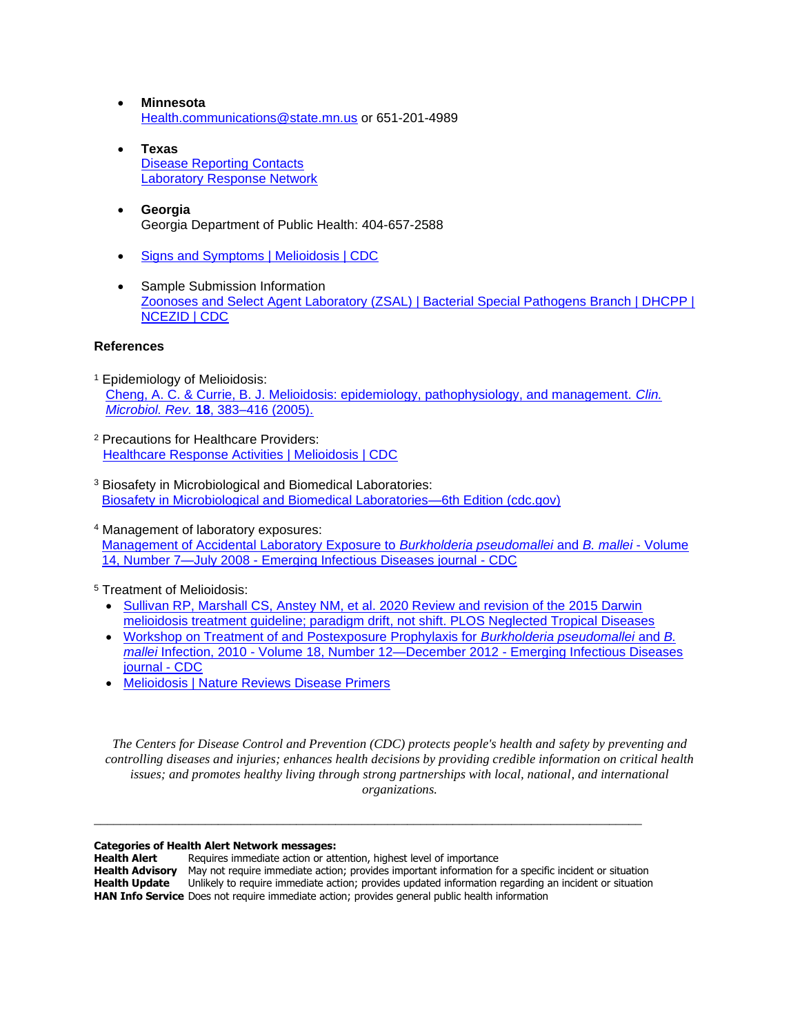- **Minnesota**
  Health.communications@state.mn.us or 651-201-4989

- **Texas**
  Disease Reporting Contacts
  Laboratory Response Network

- **Georgia**
  Georgia Department of Public Health: 404-657-2588

- Signs and Symptoms | Melioidosis | CDC

- Sample Submission Information
  Zoonoses and Select Agent Laboratory (ZSAL) | Bacterial Special Pathogens Branch | DHCPP | NCEZID | CDC

### References

[1] Epidemiology of Melioidosis:
Cheng, A. C. & Currie, B. J. Melioidosis: epidemiology, pathophysiology, and management. *Clin. Microbiol. Rev.* **18**, 383–416 (2005).

[2] Precautions for Healthcare Providers:
Healthcare Response Activities | Melioidosis | CDC

[3] Biosafety in Microbiological and Biomedical Laboratories:
Biosafety in Microbiological and Biomedical Laboratories—6th Edition (cdc.gov)

[4] Management of laboratory exposures:
Management of Accidental Laboratory Exposure to *Burkholderia pseudomallei* and *B. mallei* - Volume 14, Number 7—July 2008 - Emerging Infectious Diseases journal - CDC

[5] Treatment of Melioidosis:

- Sullivan RP, Marshall CS, Anstey NM, et al. 2020 Review and revision of the 2015 Darwin melioidosis treatment guideline; paradigm drift, not shift. PLOS Neglected Tropical Diseases
- Workshop on Treatment of and Postexposure Prophylaxis for *Burkholderia pseudomallei* and *B. mallei* Infection, 2010 - Volume 18, Number 12—December 2012 - Emerging Infectious Diseases journal - CDC
- Melioidosis | Nature Reviews Disease Primers

*The Centers for Disease Control and Prevention (CDC) protects people's health and safety by preventing and controlling diseases and injuries; enhances health decisions by providing credible information on critical health issues; and promotes healthy living through strong partnerships with local, national, and international organizations.*

---

**Categories of Health Alert Network messages:**

| | |
|---|---|
| **Health Alert** | Requires immediate action or attention, highest level of importance |
| **Health Advisory** | May not require immediate action; provides important information for a specific incident or situation |
| **Health Update** | Unlikely to require immediate action; provides updated information regarding an incident or situation |
| **HAN Info Service** | Does not require immediate action; provides general public health information |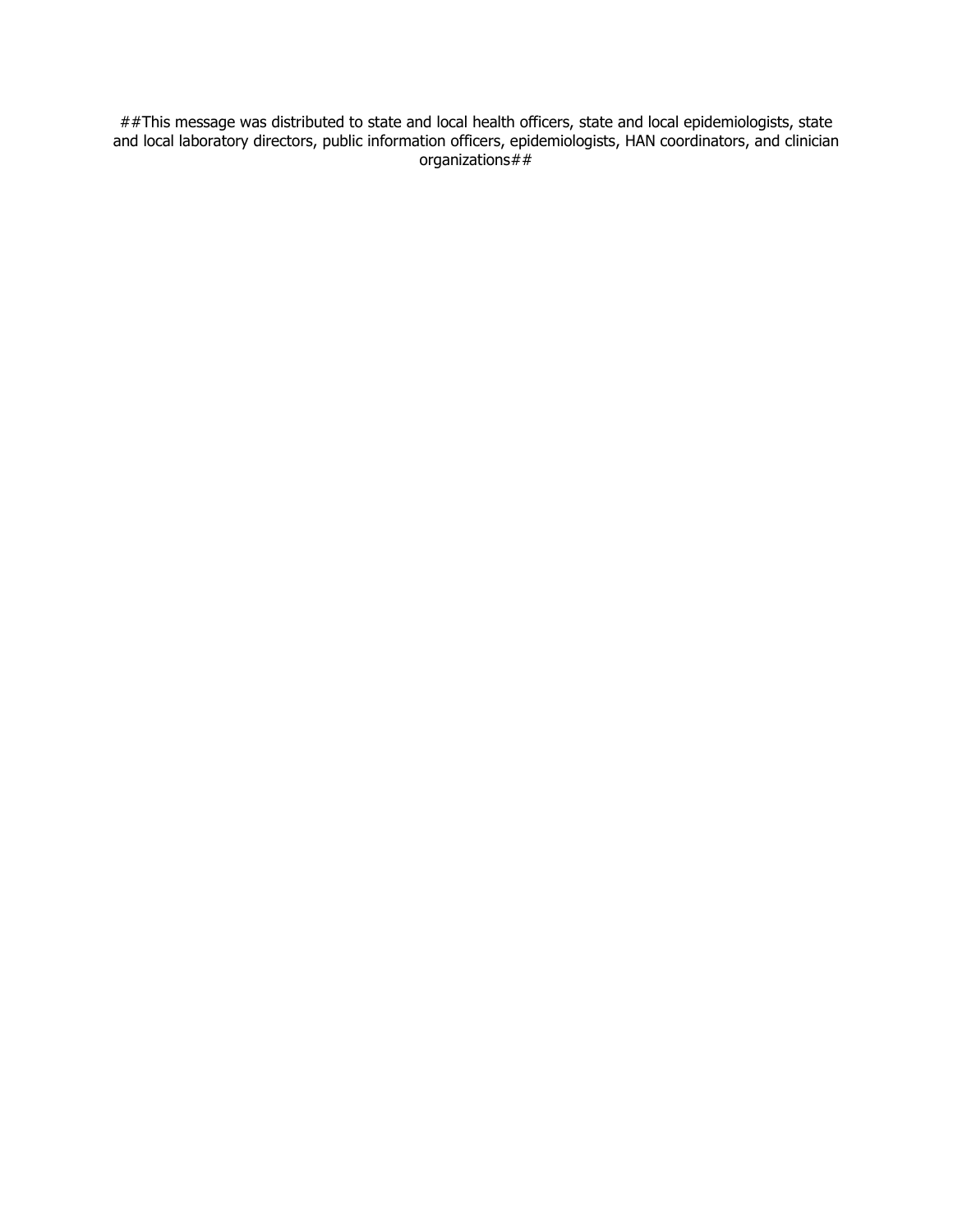##This message was distributed to state and local health officers, state and local epidemiologists, state and local laboratory directors, public information officers, epidemiologists, HAN coordinators, and clinician organizations##